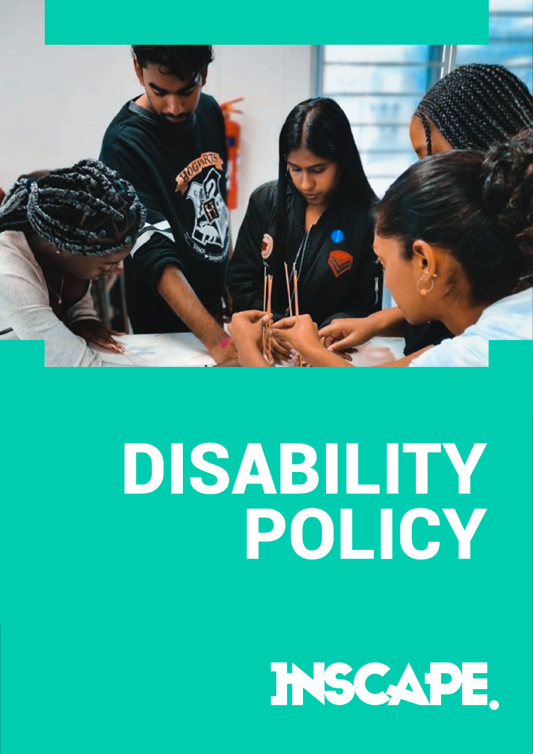# DISABILITY POLICY

INSCAPE.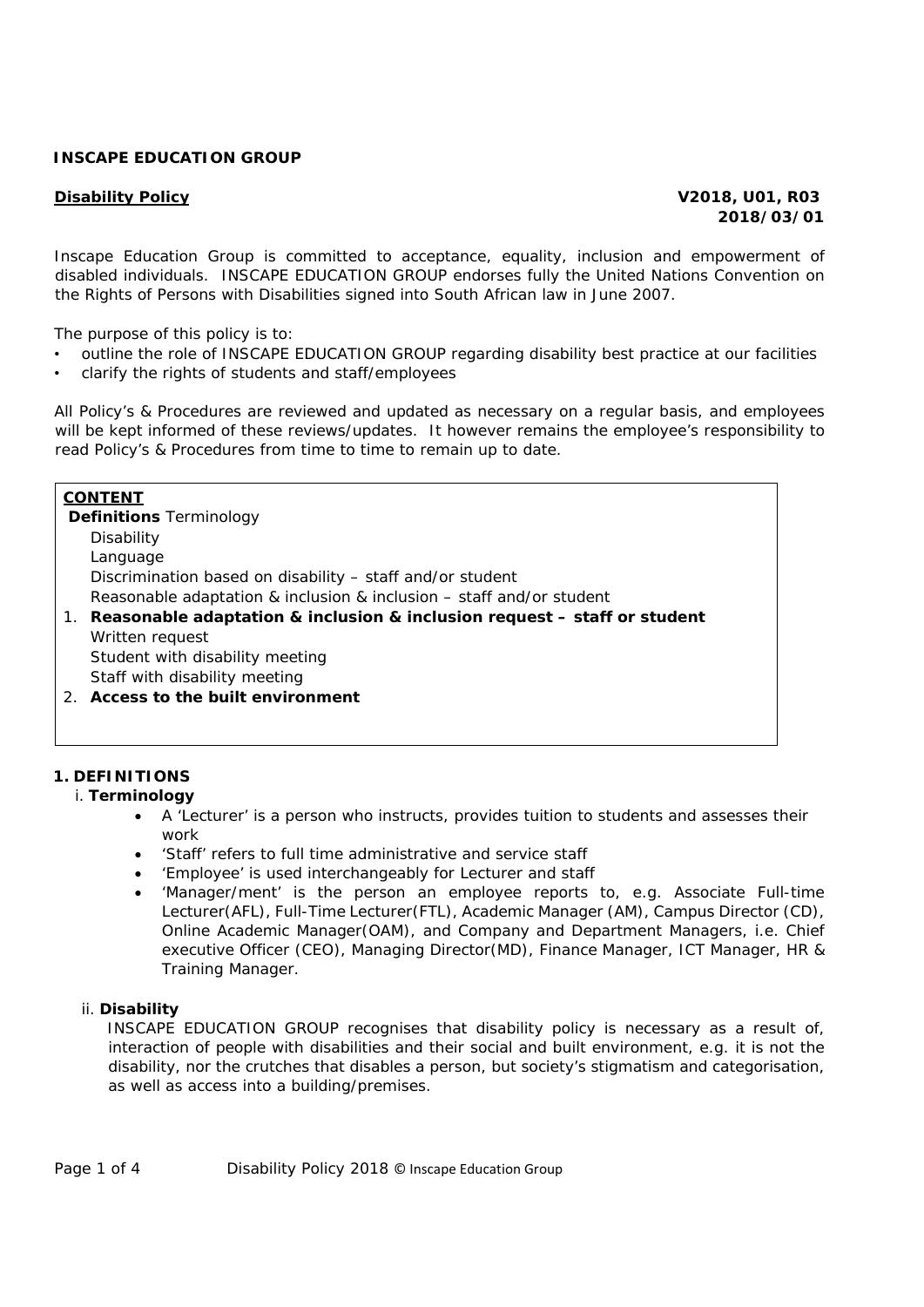**INSCAPE EDUCATION GROUP**

**Disability Policy** **V2018, U01, R03**
**2018/03/01**

Inscape Education Group is committed to acceptance, equality, inclusion and empowerment of disabled individuals. INSCAPE EDUCATION GROUP endorses fully the United Nations Convention on the Rights of Persons with Disabilities signed into South African law in June 2007.

The purpose of this policy is to:

- outline the role of INSCAPE EDUCATION GROUP regarding disability best practice at our facilities
- clarify the rights of students and staff/employees

All Policy's & Procedures are reviewed and updated as necessary on a regular basis, and employees will be kept informed of these reviews/updates. It however remains the employee's responsibility to read Policy's & Procedures from time to time to remain up to date.

**CONTENT**

**Definitions** Terminology
- Disability
- Language
- Discrimination based on disability – staff and/or student
- Reasonable adaptation & inclusion & inclusion – staff and/or student

1. **Reasonable adaptation & inclusion & inclusion request – staff or student**
   - Written request
   - Student with disability meeting
   - Staff with disability meeting
2. **Access to the built environment**

## 1. DEFINITIONS

### i. Terminology

- A 'Lecturer' is a person who instructs, provides tuition to students and assesses their work
- 'Staff' refers to full time administrative and service staff
- 'Employee' is used interchangeably for Lecturer and staff
- 'Manager/ment' is the person an employee reports to, e.g. Associate Full-time Lecturer(AFL), Full-Time Lecturer(FTL), Academic Manager (AM), Campus Director (CD), Online Academic Manager(OAM), and Company and Department Managers, i.e. Chief executive Officer (CEO), Managing Director(MD), Finance Manager, ICT Manager, HR & Training Manager.

### ii. Disability

INSCAPE EDUCATION GROUP recognises that disability policy is necessary as a result of, interaction of people with disabilities and their social and built environment, e.g. it is not the disability, nor the crutches that disables a person, but society's stigmatism and categorisation, as well as access into a building/premises.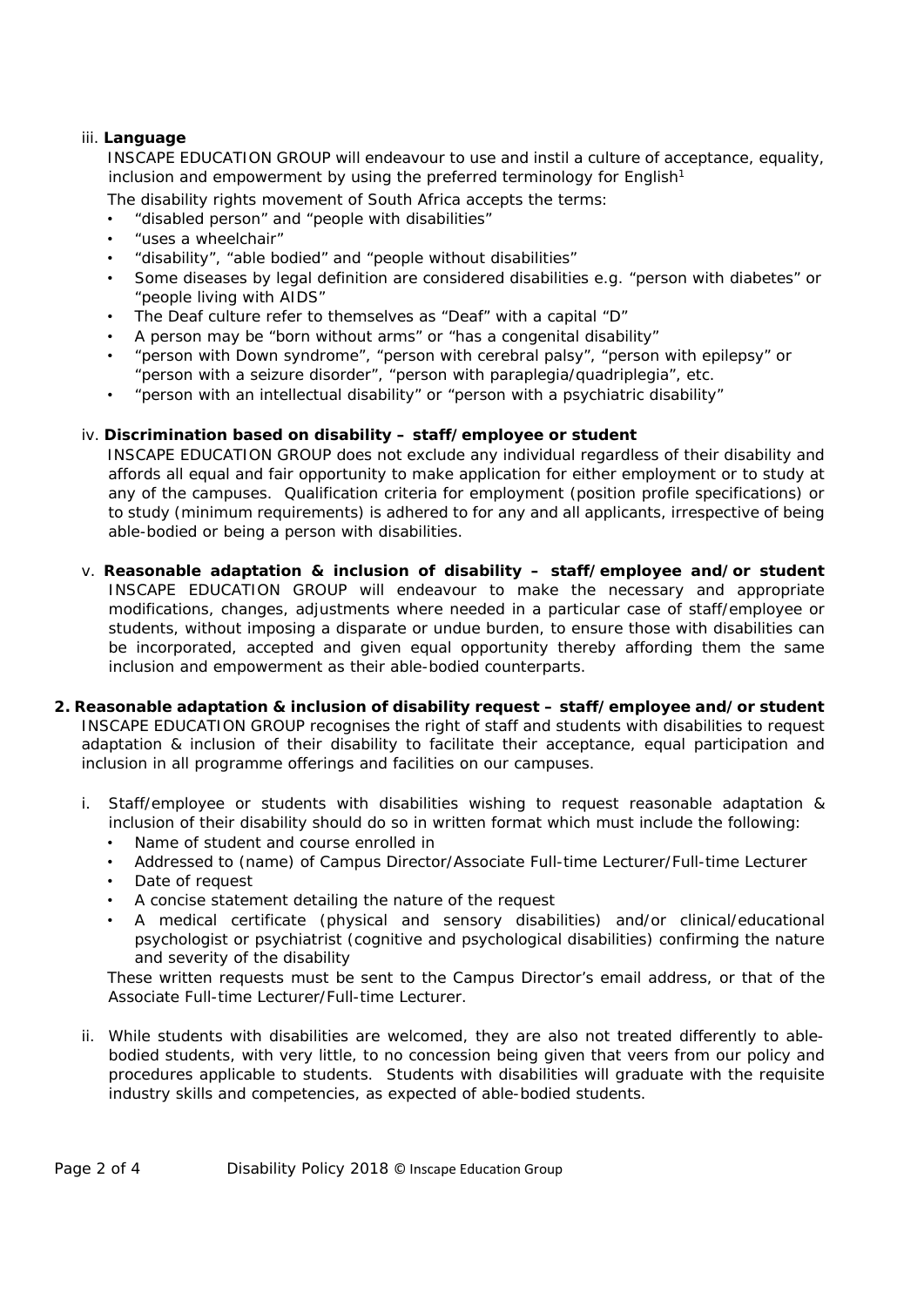iii. **Language**

INSCAPE EDUCATION GROUP will endeavour to use and instil a culture of acceptance, equality, inclusion and empowerment by using the preferred terminology for English[1]

The disability rights movement of South Africa accepts the terms:

- "disabled person" and "people with disabilities"
- "uses a wheelchair"
- "disability", "able bodied" and "people without disabilities"
- Some diseases by legal definition are considered disabilities e.g. "person with diabetes" or "people living with AIDS"
- The Deaf culture refer to themselves as "Deaf" with a capital "D"
- A person may be "born without arms" or "has a congenital disability"
- "person with Down syndrome", "person with cerebral palsy", "person with epilepsy" or "person with a seizure disorder", "person with paraplegia/quadriplegia", etc.
- "person with an intellectual disability" or "person with a psychiatric disability"

iv. **Discrimination based on disability – staff/employee or student**

INSCAPE EDUCATION GROUP does not exclude any individual regardless of their disability and affords all equal and fair opportunity to make application for either employment or to study at any of the campuses. Qualification criteria for employment (position profile specifications) or to study (minimum requirements) is adhered to for any and all applicants, irrespective of being able-bodied or being a person with disabilities.

v. **Reasonable adaptation & inclusion of disability – staff/employee and/or student**

INSCAPE EDUCATION GROUP will endeavour to make the necessary and appropriate modifications, changes, adjustments where needed in a particular case of staff/employee or students, without imposing a disparate or undue burden, to ensure those with disabilities can be incorporated, accepted and given equal opportunity thereby affording them the same inclusion and empowerment as their able-bodied counterparts.

**2. Reasonable adaptation & inclusion of disability request – staff/employee and/or student**

INSCAPE EDUCATION GROUP recognises the right of staff and students with disabilities to request adaptation & inclusion of their disability to facilitate their acceptance, equal participation and inclusion in all programme offerings and facilities on our campuses.

i. Staff/employee or students with disabilities wishing to request reasonable adaptation & inclusion of their disability should do so in written format which must include the following:

- Name of student and course enrolled in
- Addressed to (name) of Campus Director/Associate Full-time Lecturer/Full-time Lecturer
- Date of request
- A concise statement detailing the nature of the request
- A medical certificate (physical and sensory disabilities) and/or clinical/educational psychologist or psychiatrist (cognitive and psychological disabilities) confirming the nature and severity of the disability

These written requests must be sent to the Campus Director's email address, or that of the Associate Full-time Lecturer/Full-time Lecturer.

ii. While students with disabilities are welcomed, they are also not treated differently to able-bodied students, with very little, to no concession being given that veers from our policy and procedures applicable to students. Students with disabilities will graduate with the requisite industry skills and competencies, as expected of able-bodied students.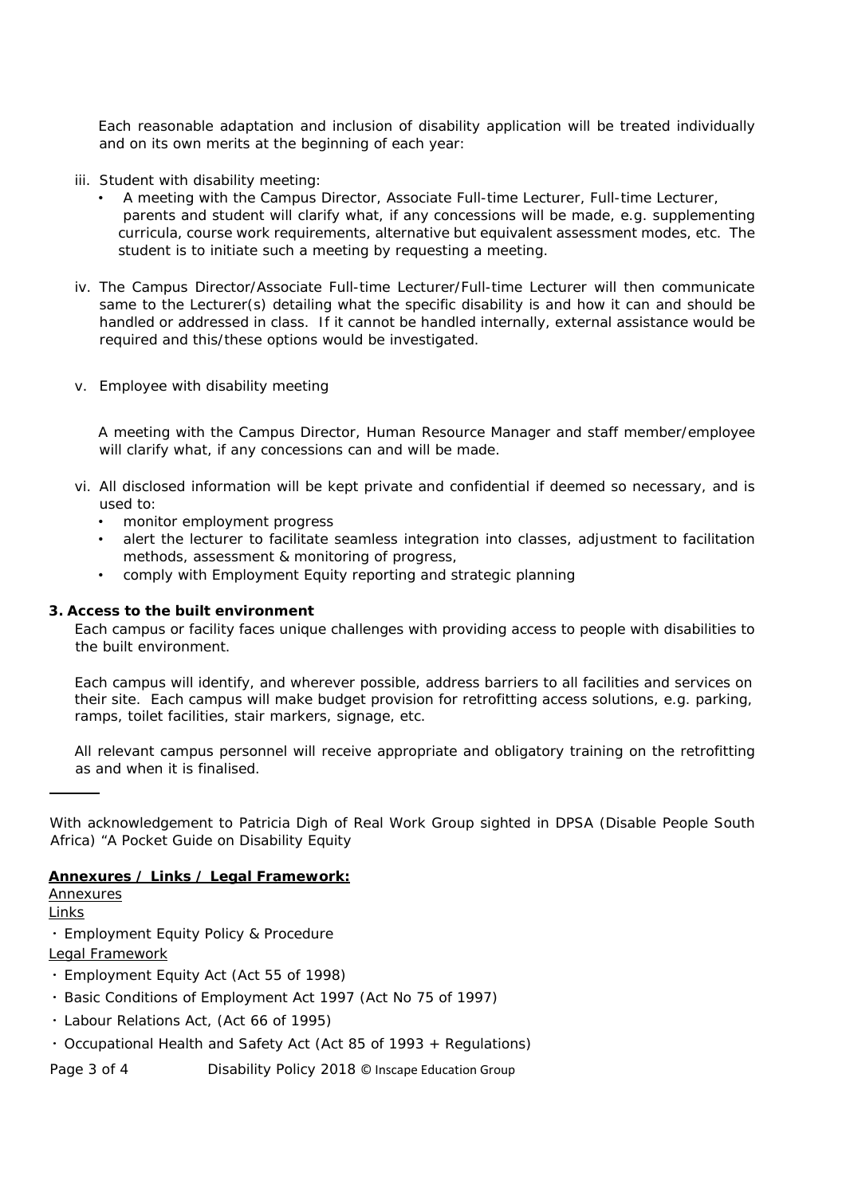Each reasonable adaptation and inclusion of disability application will be treated individually and on its own merits at the beginning of each year:

iii. Student with disability meeting:
   - A meeting with the Campus Director, Associate Full-time Lecturer, Full-time Lecturer, parents and student will clarify what, if any concessions will be made, e.g. supplementing curricula, course work requirements, alternative but equivalent assessment modes, etc. The student is to initiate such a meeting by requesting a meeting.

iv. The Campus Director/Associate Full-time Lecturer/Full-time Lecturer will then communicate same to the Lecturer(s) detailing what the specific disability is and how it can and should be handled or addressed in class. If it cannot be handled internally, external assistance would be required and this/these options would be investigated.

v. Employee with disability meeting

   A meeting with the Campus Director, Human Resource Manager and staff member/employee will clarify what, if any concessions can and will be made.

vi. All disclosed information will be kept private and confidential if deemed so necessary, and is used to:
   - monitor employment progress
   - alert the lecturer to facilitate seamless integration into classes, adjustment to facilitation methods, assessment & monitoring of progress,
   - comply with Employment Equity reporting and strategic planning

**3. Access to the built environment**

Each campus or facility faces unique challenges with providing access to people with disabilities to the built environment.

Each campus will identify, and wherever possible, address barriers to all facilities and services on their site. Each campus will make budget provision for retrofitting access solutions, e.g. parking, ramps, toilet facilities, stair markers, signage, etc.

All relevant campus personnel will receive appropriate and obligatory training on the retrofitting as and when it is finalised.

---

With acknowledgement to Patricia Digh of Real Work Group sighted in DPSA (Disable People South Africa) "A Pocket Guide on Disability Equity

**Annexures / Links / Legal Framework:**

Annexures

Links

- Employment Equity Policy & Procedure

Legal Framework

- Employment Equity Act (Act 55 of 1998)
- Basic Conditions of Employment Act 1997 (Act No 75 of 1997)
- Labour Relations Act, (Act 66 of 1995)
- Occupational Health and Safety Act (Act 85 of 1993 + Regulations)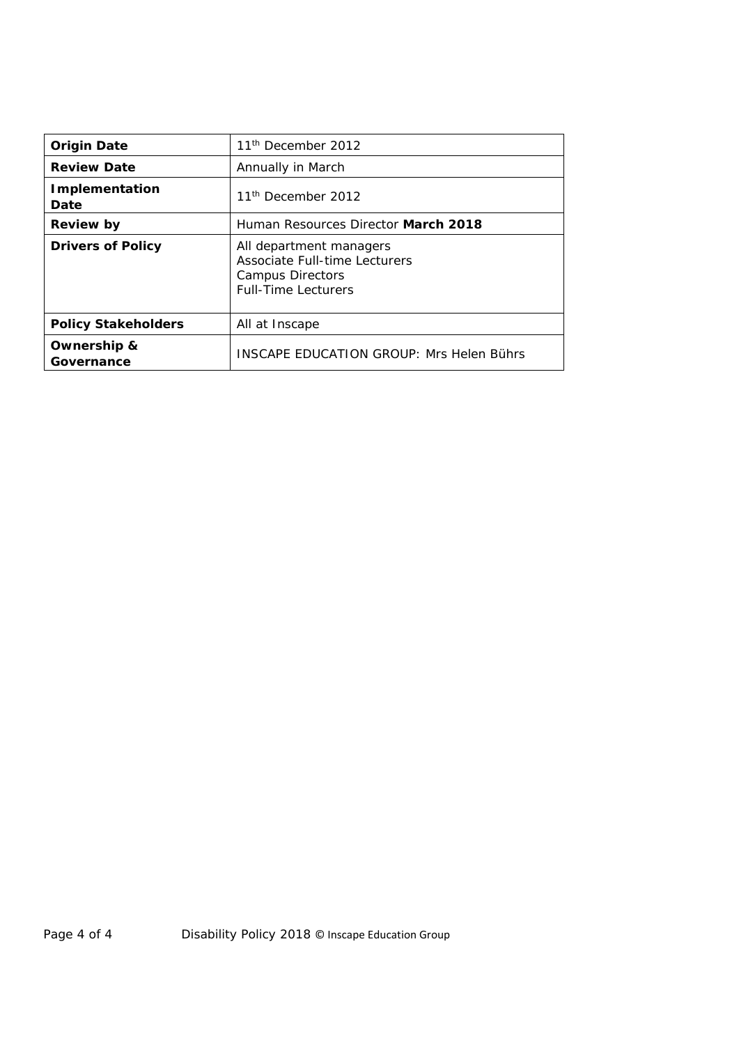| | |
|---|---|
| **Origin Date** | 11th December 2012 |
| **Review Date** | Annually in March |
| **Implementation Date** | 11th December 2012 |
| **Review by** | Human Resources Director **March 2018** |
| **Drivers of Policy** | All department managers<br>Associate Full-time Lecturers<br>Campus Directors<br>Full-Time Lecturers |
| **Policy Stakeholders** | All at Inscape |
| **Ownership & Governance** | INSCAPE EDUCATION GROUP: Mrs Helen Bührs |